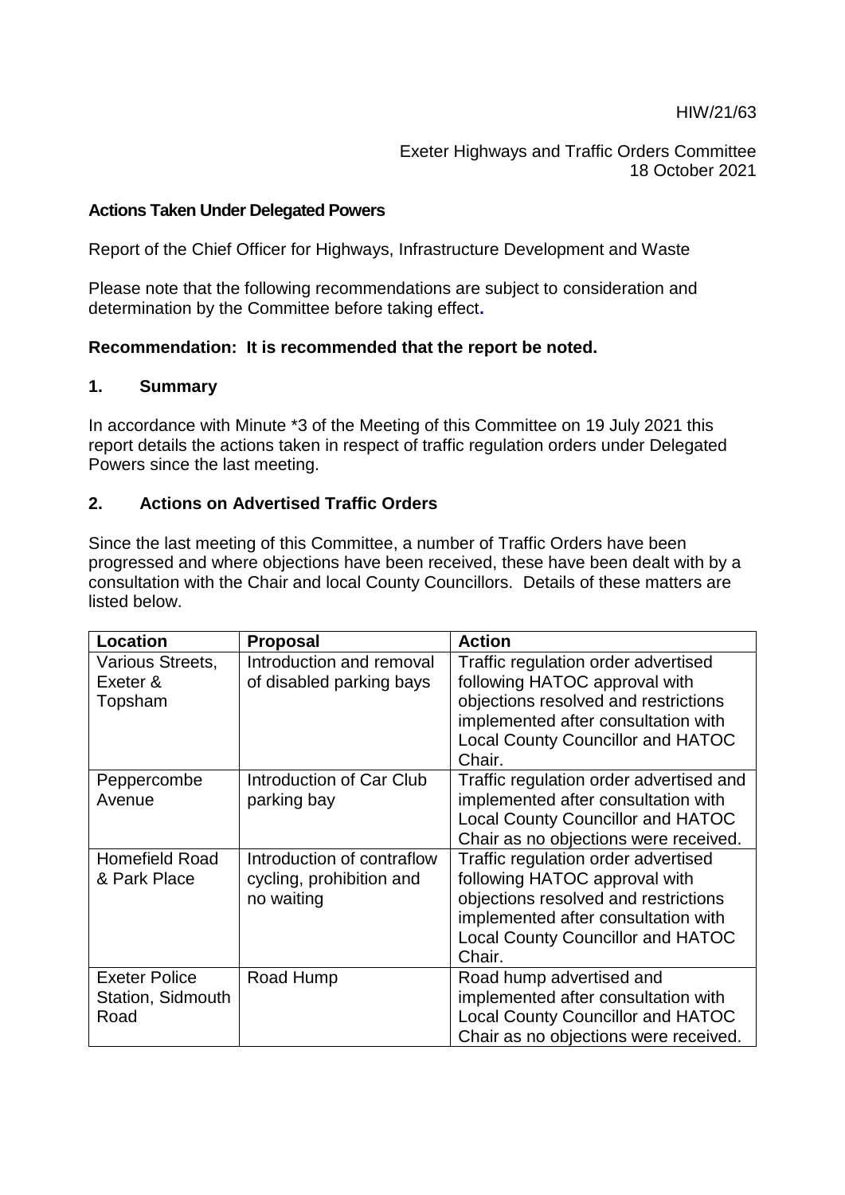HIW/21/63

Exeter Highways and Traffic Orders Committee
18 October 2021

**Actions Taken Under Delegated Powers**

Report of the Chief Officer for Highways, Infrastructure Development and Waste

Please note that the following recommendations are subject to consideration and determination by the Committee before taking effect.

**Recommendation: It is recommended that the report be noted.**

## 1. Summary

In accordance with Minute *3 of the Meeting of this Committee on 19 July 2021 this report details the actions taken in respect of traffic regulation orders under Delegated Powers since the last meeting.

## 2. Actions on Advertised Traffic Orders

Since the last meeting of this Committee, a number of Traffic Orders have been progressed and where objections have been received, these have been dealt with by a consultation with the Chair and local County Councillors. Details of these matters are listed below.

| Location | Proposal | Action |
|---|---|---|
| Various Streets, Exeter & Topsham | Introduction and removal of disabled parking bays | Traffic regulation order advertised following HATOC approval with objections resolved and restrictions implemented after consultation with Local County Councillor and HATOC Chair. |
| Peppercombe Avenue | Introduction of Car Club parking bay | Traffic regulation order advertised and implemented after consultation with Local County Councillor and HATOC Chair as no objections were received. |
| Homefield Road & Park Place | Introduction of contraflow cycling, prohibition and no waiting | Traffic regulation order advertised following HATOC approval with objections resolved and restrictions implemented after consultation with Local County Councillor and HATOC Chair. |
| Exeter Police Station, Sidmouth Road | Road Hump | Road hump advertised and implemented after consultation with Local County Councillor and HATOC Chair as no objections were received. |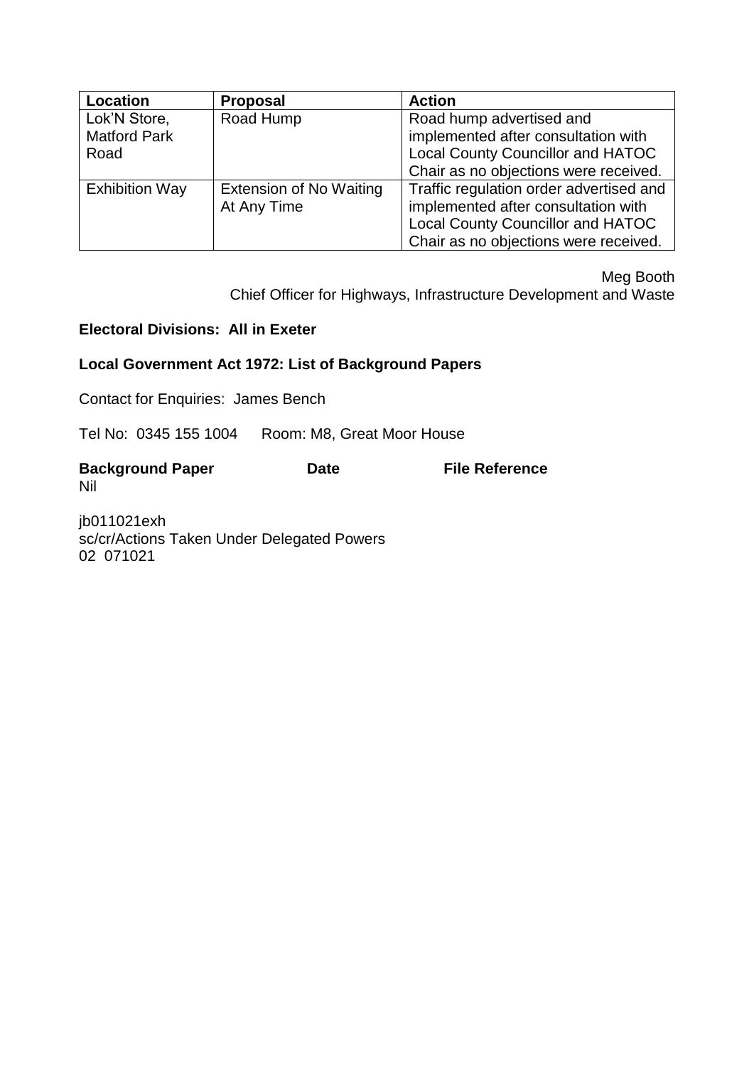| Location | Proposal | Action |
| --- | --- | --- |
| Lok'N Store, Matford Park Road | Road Hump | Road hump advertised and implemented after consultation with Local County Councillor and HATOC Chair as no objections were received. |
| Exhibition Way | Extension of No Waiting At Any Time | Traffic regulation order advertised and implemented after consultation with Local County Councillor and HATOC Chair as no objections were received. |

Meg Booth
Chief Officer for Highways, Infrastructure Development and Waste

**Electoral Divisions: All in Exeter**

**Local Government Act 1972: List of Background Papers**

Contact for Enquiries: James Bench

Tel No: 0345 155 1004 Room: M8, Great Moor House

| Background Paper | Date | File Reference |
| --- | --- | --- |
| Nil | | |

jb011021exh
sc/cr/Actions Taken Under Delegated Powers
02 071021